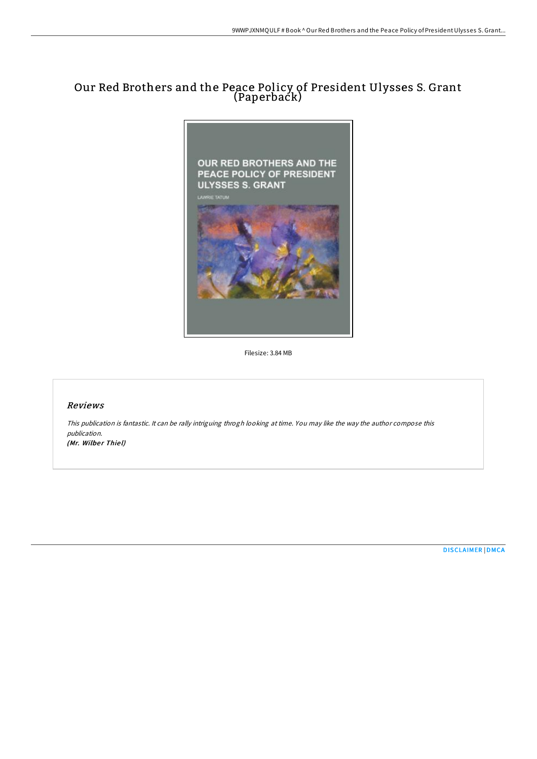# Our Red Brothers and the Peace Policy of President Ulysses S. Grant (Paperback)

Filesize: 3.84 MB

## *Reviews*

*This publication is fantastic. It can be rally intriguing throgh looking at time. You may like the way the author compose this publication.*
***(Mr. Wilber Thiel)***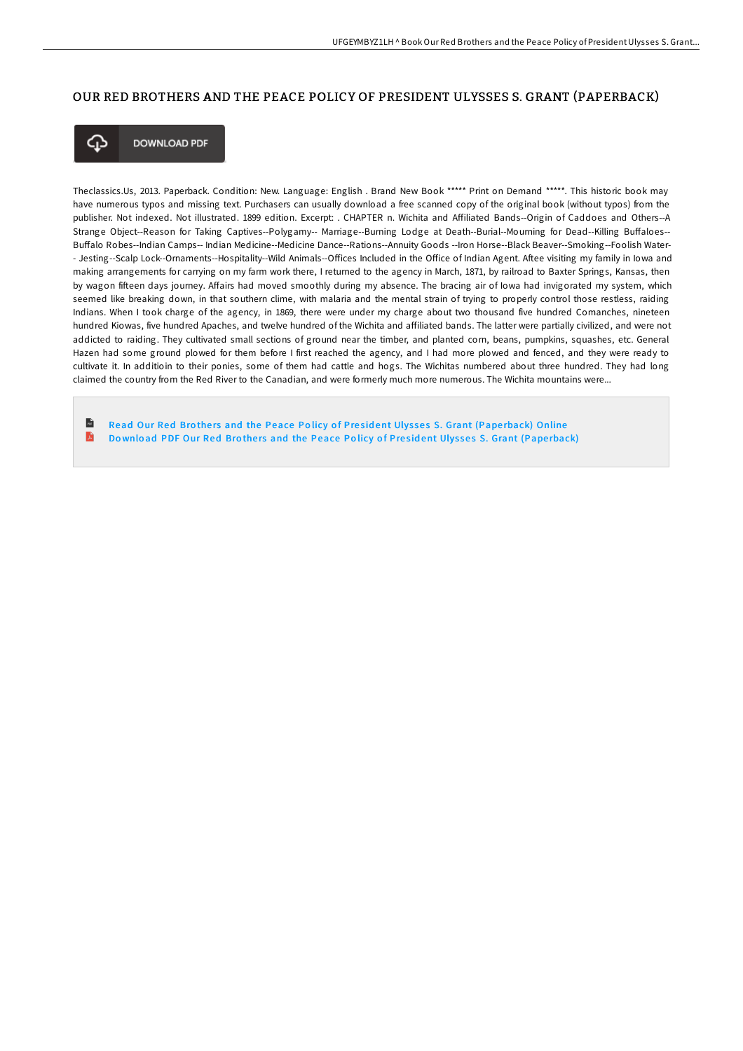# OUR RED BROTHERS AND THE PEACE POLICY OF PRESIDENT ULYSSES S. GRANT (PAPERBACK)

DOWNLOAD PDF

Theclassics.Us, 2013. Paperback. Condition: New. Language: English . Brand New Book ***** Print on Demand *****. This historic book may have numerous typos and missing text. Purchasers can usually download a free scanned copy of the original book (without typos) from the publisher. Not indexed. Not illustrated. 1899 edition. Excerpt: . CHAPTER n. Wichita and Affiliated Bands--Origin of Caddoes and Others--A Strange Object--Reason for Taking Captives--Polygamy-- Marriage--Burning Lodge at Death--Burial--Mourning for Dead--Killing Buffaloes--Buffalo Robes--Indian Camps-- Indian Medicine--Medicine Dance--Rations--Annuity Goods --Iron Horse--Black Beaver--Smoking--Foolish Water-- Jesting--Scalp Lock--Ornaments--Hospitality--Wild Animals--Offices Included in the Office of Indian Agent. Aftee visiting my family in Iowa and making arrangements for carrying on my farm work there, I returned to the agency in March, 1871, by railroad to Baxter Springs, Kansas, then by wagon fifteen days journey. Affairs had moved smoothly during my absence. The bracing air of Iowa had invigorated my system, which seemed like breaking down, in that southern clime, with malaria and the mental strain of trying to properly control those restless, raiding Indians. When I took charge of the agency, in 1869, there were under my charge about two thousand five hundred Comanches, nineteen hundred Kiowas, five hundred Apaches, and twelve hundred of the Wichita and affiliated bands. The latter were partially civilized, and were not addicted to raiding. They cultivated small sections of ground near the timber, and planted corn, beans, pumpkins, squashes, etc. General Hazen had some ground plowed for them before I first reached the agency, and I had more plowed and fenced, and they were ready to cultivate it. In additioin to their ponies, some of them had cattle and hogs. The Wichitas numbered about three hundred. They had long claimed the country from the Red River to the Canadian, and were formerly much more numerous. The Wichita mountains were...

Read Our Red Brothers and the Peace Policy of President Ulysses S. Grant (Paperback) Online

Download PDF Our Red Brothers and the Peace Policy of President Ulysses S. Grant (Paperback)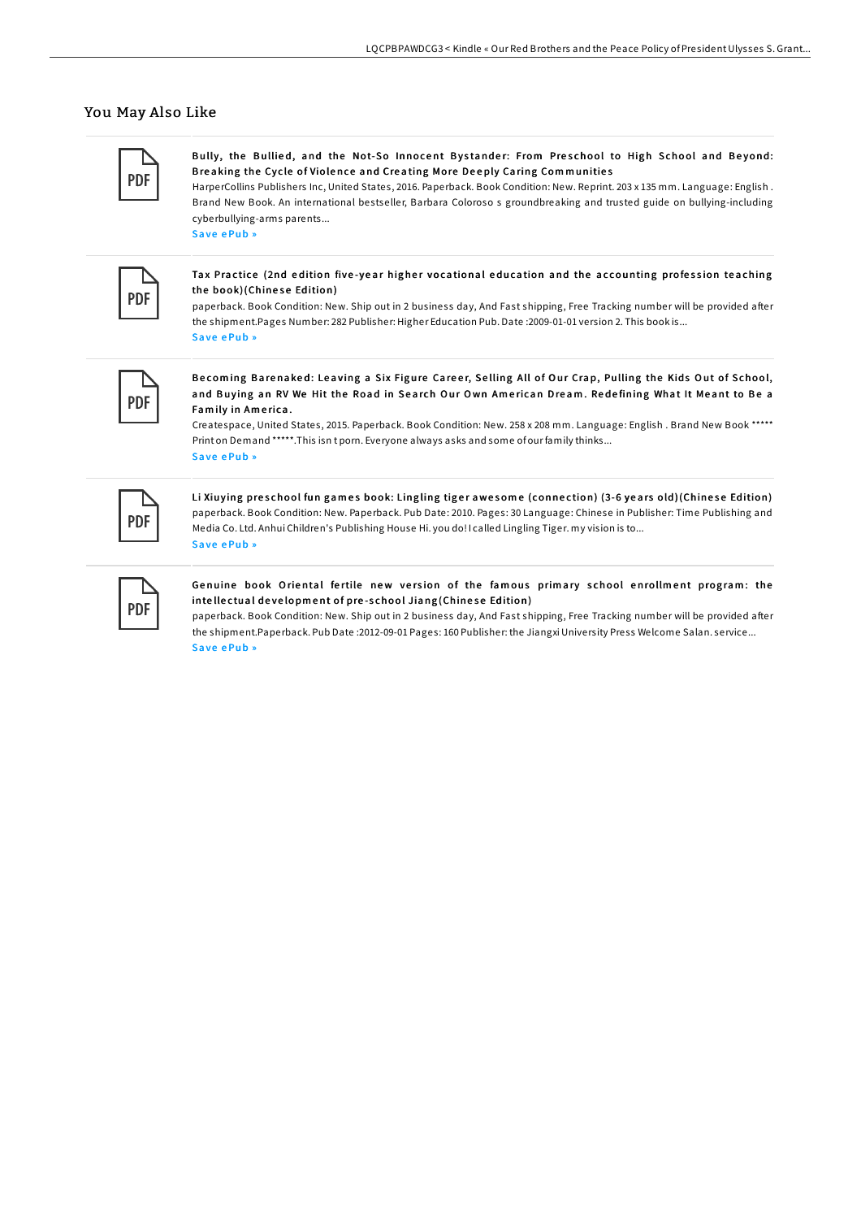## You May Also Like

**Bully, the Bullied, and the Not-So Innocent Bystander: From Preschool to High School and Beyond: Breaking the Cycle of Violence and Creating More Deeply Caring Communities**

HarperCollins Publishers Inc, United States, 2016. Paperback. Book Condition: New. Reprint. 203 x 135 mm. Language: English . Brand New Book. An international bestseller, Barbara Coloroso s groundbreaking and trusted guide on bullying-including cyberbullying-arms parents...

Save ePub »

**Tax Practice (2nd edition five-year higher vocational education and the accounting profession teaching the book)(Chinese Edition)**

paperback. Book Condition: New. Ship out in 2 business day, And Fast shipping, Free Tracking number will be provided after the shipment.Pages Number: 282 Publisher: Higher Education Pub. Date :2009-01-01 version 2. This book is...

Save ePub »

**Becoming Barenaked: Leaving a Six Figure Career, Selling All of Our Crap, Pulling the Kids Out of School, and Buying an RV We Hit the Road in Search Our Own American Dream. Redefining What It Meant to Be a Family in America.**

Createspace, United States, 2015. Paperback. Book Condition: New. 258 x 208 mm. Language: English . Brand New Book ***** Print on Demand *****.This isn t porn. Everyone always asks and some of our family thinks...

Save ePub »

**Li Xiuying preschool fun games book: Lingling tiger awesome (connection) (3-6 years old)(Chinese Edition)**

paperback. Book Condition: New. Paperback. Pub Date: 2010. Pages: 30 Language: Chinese in Publisher: Time Publishing and Media Co. Ltd. Anhui Children's Publishing House Hi. you do! I called Lingling Tiger. my vision is to...

Save ePub »

**Genuine book Oriental fertile new version of the famous primary school enrollment program: the intellectual development of pre-school Jiang(Chinese Edition)**

paperback. Book Condition: New. Ship out in 2 business day, And Fast shipping, Free Tracking number will be provided after the shipment.Paperback. Pub Date :2012-09-01 Pages: 160 Publisher: the Jiangxi University Press Welcome Salan. service...

Save ePub »